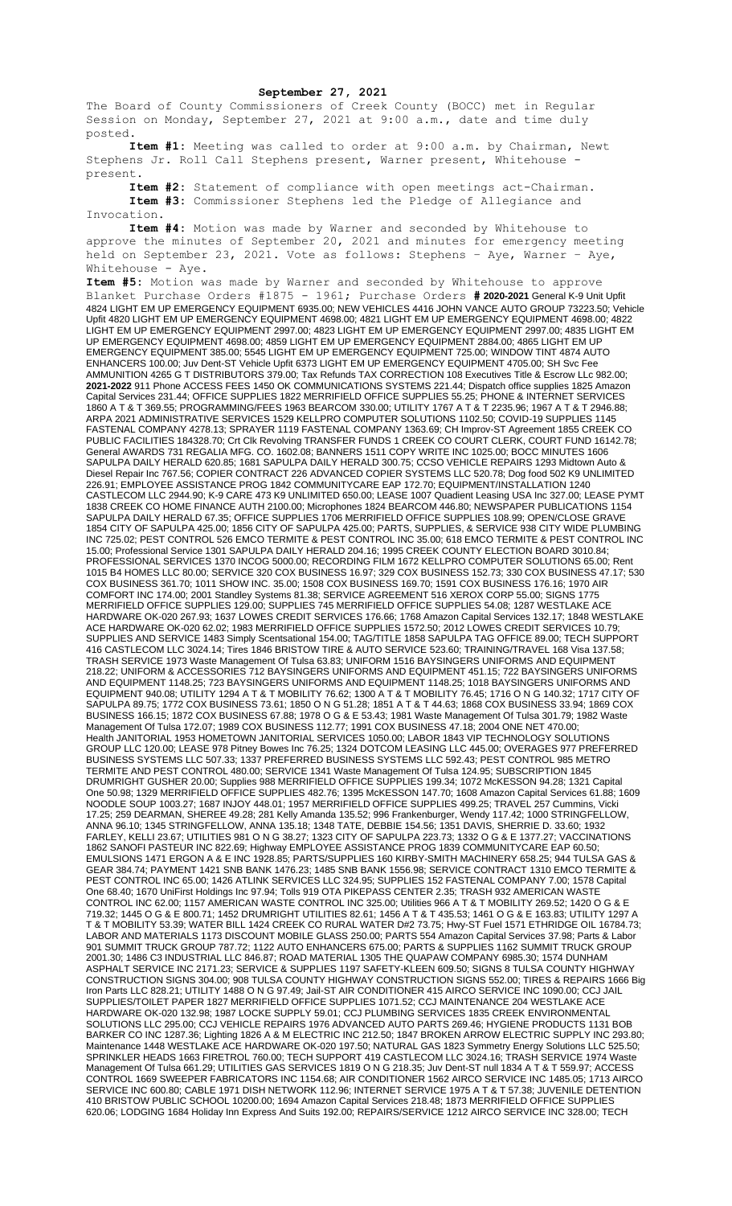**September 27, 2021**

The Board of County Commissioners of Creek County (BOCC) met in Regular Session on Monday, September 27, 2021 at 9:00 a.m., date and time duly posted.

**Item #1:** Meeting was called to order at 9:00 a.m. by Chairman, Newt Stephens Jr. Roll Call Stephens present, Warner present, Whitehouse - present.

**Item #2:** Statement of compliance with open meetings act-Chairman.

**Item #3:** Commissioner Stephens led the Pledge of Allegiance and Invocation.

**Item #4:** Motion was made by Warner and seconded by Whitehouse to approve the minutes of September 20, 2021 and minutes for emergency meeting held on September 23, 2021. Vote as follows: Stephens – Aye, Warner – Aye, Whitehouse - Aye.

**Item #5:** Motion was made by Warner and seconded by Whitehouse to approve Blanket Purchase Orders #1875 - 1961; Purchase Orders **# 2020-2021** General K-9 Unit Upfit 4824 LIGHT EM UP EMERGENCY EQUIPMENT 6935.00; NEW VEHICLES 4416 JOHN VANCE AUTO GROUP 73223.50; Vehicle Upfit 4820 LIGHT EM UP EMERGENCY EQUIPMENT 4698.00; 4821 LIGHT EM UP EMERGENCY EQUIPMENT 4698.00; 4822 LIGHT EM UP EMERGENCY EQUIPMENT 2997.00; 4823 LIGHT EM UP EMERGENCY EQUIPMENT 2997.00; 4835 LIGHT EM UP EMERGENCY EQUIPMENT 4698.00; 4859 LIGHT EM UP EMERGENCY EQUIPMENT 2884.00; 4865 LIGHT EM UP EMERGENCY EQUIPMENT 385.00; 5545 LIGHT EM UP EMERGENCY EQUIPMENT 725.00; WINDOW TINT 4874 AUTO ENHANCERS 100.00; Juv Dent-ST Vehicle Upfit 6373 LIGHT EM UP EMERGENCY EQUIPMENT 4705.00; SH Svc Fee AMMUNITION 4265 G T DISTRIBUTORS 379.00; Tax Refunds TAX CORRECTION 108 Executives Title & Escrow LLc 982.00; **2021-2022** 911 Phone ACCESS FEES 1450 OK COMMUNICATIONS SYSTEMS 221.44; Dispatch office supplies 1825 Amazon Capital Services 231.44; OFFICE SUPPLIES 1822 MERRIFIELD OFFICE SUPPLIES 55.25; PHONE & INTERNET SERVICES 1860 A T & T 369.55; PROGRAMMING/FEES 1963 BEARCOM 330.00; UTILITY 1767 A T & T 2235.96; 1967 A T & T 2946.88; ARPA 2021 ADMINISTRATIVE SERVICES 1529 KELLPRO COMPUTER SOLUTIONS 1102.50; COVID-19 SUPPLIES 1145 FASTENAL COMPANY 4278.13; SPRAYER 1119 FASTENAL COMPANY 1363.69; CH Improv-ST Agreement 1855 CREEK CO PUBLIC FACILITIES 184328.70; Crt Clk Revolving TRANSFER FUNDS 1 CREEK CO COURT CLERK, COURT FUND 16142.78; General AWARDS 731 REGALIA MFG. CO. 1602.08; BANNERS 1511 COPY WRITE INC 1025.00; BOCC MINUTES 1606 SAPULPA DAILY HERALD 620.85; 1681 SAPULPA DAILY HERALD 300.75; CCSO VEHICLE REPAIRS 1293 Midtown Auto & Diesel Repair Inc 767.56; COPIER CONTRACT 226 ADVANCED COPIER SYSTEMS LLC 520.78; Dog food 502 K9 UNLIMITED 226.91; EMPLOYEE ASSISTANCE PROG 1842 COMMUNITYCARE EAP 172.70; EQUIPMENT/INSTALLATION 1240 CASTLECOM LLC 2944.90; K-9 CARE 473 K9 UNLIMITED 650.00; LEASE 1007 Quadient Leasing USA Inc 327.00; LEASE PYMT 1838 CREEK CO HOME FINANCE AUTH 2100.00; Microphones 1824 BEARCOM 446.80; NEWSPAPER PUBLICATIONS 1154 SAPULPA DAILY HERALD 67.35; OFFICE SUPPLIES 1706 MERRIFIELD OFFICE SUPPLIES 108.99; OPEN/CLOSE GRAVE 1854 CITY OF SAPULPA 425.00; 1856 CITY OF SAPULPA 425.00; PARTS, SUPPLIES, & SERVICE 938 CITY WIDE PLUMBING INC 725.02; PEST CONTROL 526 EMCO TERMITE & PEST CONTROL INC 35.00; 618 EMCO TERMITE & PEST CONTROL INC 15.00; Professional Service 1301 SAPULPA DAILY HERALD 204.16; 1995 CREEK COUNTY ELECTION BOARD 3010.84; PROFESSIONAL SERVICES 1370 INCOG 5000.00; RECORDING FILM 1672 KELLPRO COMPUTER SOLUTIONS 65.00; Rent 1015 B4 HOMES LLC 80.00; SERVICE 320 COX BUSINESS 16.97; 329 COX BUSINESS 152.73; 330 COX BUSINESS 47.17; 530 COX BUSINESS 361.70; 1011 SHOW INC. 35.00; 1508 COX BUSINESS 169.70; 1591 COX BUSINESS 176.16; 1970 AIR COMFORT INC 174.00; 2001 Standley Systems 81.38; SERVICE AGREEMENT 516 XEROX CORP 55.00; SIGNS 1775 MERRIFIELD OFFICE SUPPLIES 129.00; SUPPLIES 745 MERRIFIELD OFFICE SUPPLIES 54.08; 1287 WESTLAKE ACE HARDWARE OK-020 267.93; 1637 LOWES CREDIT SERVICES 176.66; 1768 Amazon Capital Services 132.17; 1848 WESTLAKE ACE HARDWARE OK-020 62.02; 1983 MERRIFIELD OFFICE SUPPLIES 1572.50; 2012 LOWES CREDIT SERVICES 10.79; SUPPLIES AND SERVICE 1483 Simply Scentsational 154.00; TAG/TITLE 1858 SAPULPA TAG OFFICE 89.00; TECH SUPPORT 416 CASTLECOM LLC 3024.16; Tires 1846 BRISTOW TIRE & AUTO SERVICE 523.60; TRAINING/TRAVEL 168 Visa 137.58; TRASH SERVICE 1973 Waste Management Of Tulsa 63.83; UNIFORM 1516 BAYSINGERS UNIFORMS AND EQUIPMENT 218.22; UNIFORM & ACCESSORIES 712 BAYSINGERS UNIFORMS AND EQUIPMENT 451.15; 722 BAYSINGERS UNIFORMS AND EQUIPMENT 1148.25; 723 BAYSINGERS UNIFORMS AND EQUIPMENT 1148.25; 1018 BAYSINGERS UNIFORMS AND EQUIPMENT 940.08; UTILITY 1294 A T & T MOBILITY 76.62; 1300 A T & T MOBILITY 76.45; 1716 O N G 140.32; 1717 CITY OF SAPULPA 89.75; 1772 COX BUSINESS 73.61; 1850 O N G 51.28; 1851 A T & T 44.63; 1868 COX BUSINESS 33.94; 1869 COX BUSINESS 166.15; 1872 COX BUSINESS 67.88; 1978 O G & E 53.43; 1981 Waste Management Of Tulsa 301.79; 1982 Waste Management Of Tulsa 172.07; 1989 COX BUSINESS 112.77; 1991 COX BUSINESS 47.18; 2004 ONE NET 470.00; Health JANITORIAL 1953 HOMETOWN JANITORIAL SERVICES 1050.00; LABOR 1843 VIP TECHNOLOGY SOLUTIONS GROUP LLC 120.00; LEASE 978 Pitney Bowes Inc 76.25; 1324 DOTCOM LEASING LLC 445.00; OVERAGES 977 PREFERRED BUSINESS SYSTEMS LLC 507.33; 1337 PREFERRED BUSINESS SYSTEMS LLC 592.43; PEST CONTROL 985 METRO TERMITE AND PEST CONTROL 480.00; SERVICE 1341 Waste Management Of Tulsa 124.95; SUBSCRIPTION 1845 DRUMRIGHT GUSHER 20.00; Supplies 988 MERRIFIELD OFFICE SUPPLIES 199.34; 1072 McKESSON 94.28; 1321 Capital One 50.98; 1329 MERRIFIELD OFFICE SUPPLIES 482.76; 1395 McKESSON 147.70; 1608 Amazon Capital Services 61.88; 1609 NOODLE SOUP 1003.27; 1687 INJOY 448.01; 1957 MERRIFIELD OFFICE SUPPLIES 499.25; TRAVEL 257 Cummins, Vicki 17.25; 259 DEARMAN, SHEREE 49.28; 281 Kelly Amanda 135.52; 996 Frankenburger, Wendy 117.42; 1000 STRINGFELLOW, ANNA 96.10; 1345 STRINGFELLOW, ANNA 135.18; 1348 TATE, DEBBIE 154.56; 1351 DAVIS, SHERRIE D. 33.60; 1932 FARLEY, KELLI 23.67; UTILITIES 981 O N G 38.27; 1323 CITY OF SAPULPA 223.73; 1332 O G & E 1377.27; VACCINATIONS 1862 SANOFI PASTEUR INC 822.69; Highway EMPLOYEE ASSISTANCE PROG 1839 COMMUNITYCARE EAP 60.50; EMULSIONS 1471 ERGON A & E INC 1928.85; PARTS/SUPPLIES 160 KIRBY-SMITH MACHINERY 658.25; 944 TULSA GAS & GEAR 384.74; PAYMENT 1421 SNB BANK 1476.23; 1485 SNB BANK 1556.98; SERVICE CONTRACT 1310 EMCO TERMITE & PEST CONTROL INC 65.00; 1426 ATLINK SERVICES LLC 324.95; SUPPLIES 152 FASTENAL COMPANY 7.00; 1578 Capital One 68.40; 1670 UniFirst Holdings Inc 97.94; Tolls 919 OTA PIKEPASS CENTER 2.35; TRASH 932 AMERICAN WASTE CONTROL INC 62.00; 1157 AMERICAN WASTE CONTROL INC 325.00; Utilities 966 A T & T MOBILITY 269.52; 1420 O G & E 719.32; 1445 O G & E 800.71; 1452 DRUMRIGHT UTILITIES 82.61; 1456 A T & T 435.53; 1461 O G & E 163.83; UTILITY 1297 A T & T MOBILITY 53.39; WATER BILL 1424 CREEK CO RURAL WATER D#2 73.75; Hwy-ST Fuel 1571 ETHRIDGE OIL 16784.73; LABOR AND MATERIALS 1173 DISCOUNT MOBILE GLASS 250.00; PARTS 554 Amazon Capital Services 37.98; Parts & Labor 901 SUMMIT TRUCK GROUP 787.72; 1122 AUTO ENHANCERS 675.00; PARTS & SUPPLIES 1162 SUMMIT TRUCK GROUP 2001.30; 1486 C3 INDUSTRIAL LLC 846.87; ROAD MATERIAL 1305 THE QUAPAW COMPANY 6985.30; 1574 DUNHAM ASPHALT SERVICE INC 2171.23; SERVICE & SUPPLIES 1197 SAFETY-KLEEN 609.50; SIGNS 8 TULSA COUNTY HIGHWAY CONSTRUCTION SIGNS 304.00; 908 TULSA COUNTY HIGHWAY CONSTRUCTION SIGNS 552.00; TIRES & REPAIRS 1666 Big Iron Parts LLC 828.21; UTILITY 1488 O N G 97.49; Jail-ST AIR CONDITIONER 415 AIRCO SERVICE INC 1090.00; CCJ JAIL SUPPLIES/TOILET PAPER 1827 MERRIFIELD OFFICE SUPPLIES 1071.52; CCJ MAINTENANCE 204 WESTLAKE ACE HARDWARE OK-020 132.98; 1987 LOCKE SUPPLY 59.01; CCJ PLUMBING SERVICES 1835 CREEK ENVIRONMENTAL SOLUTIONS LLC 295.00; CCJ VEHICLE REPAIRS 1976 ADVANCED AUTO PARTS 269.46; HYGIENE PRODUCTS 1131 BOB BARKER CO INC 1287.36; Lighting 1826 A & M ELECTRIC INC 212.50; 1847 BROKEN ARROW ELECTRIC SUPPLY INC 293.80; Maintenance 1448 WESTLAKE ACE HARDWARE OK-020 197.50; NATURAL GAS 1823 Symmetry Energy Solutions LLC 525.50; SPRINKLER HEADS 1663 FIRETROL 760.00; TECH SUPPORT 419 CASTLECOM LLC 3024.16; TRASH SERVICE 1974 Waste Management Of Tulsa 661.29; UTILITIES GAS SERVICES 1819 O N G 218.35; Juv Dent-ST null 1834 A T & T 559.97; ACCESS CONTROL 1669 SWEEPER FABRICATORS INC 1154.68; AIR CONDITIONER 1562 AIRCO SERVICE INC 1485.05; 1713 AIRCO SERVICE INC 600.80; CABLE 1971 DISH NETWORK 112.96; INTERNET SERVICE 1975 A T & T 57.38; JUVENILE DETENTION 410 BRISTOW PUBLIC SCHOOL 10200.00; 1694 Amazon Capital Services 218.48; 1873 MERRIFIELD OFFICE SUPPLIES 620.06; LODGING 1684 Holiday Inn Express And Suits 192.00; REPAIRS/SERVICE 1212 AIRCO SERVICE INC 328.00; TECH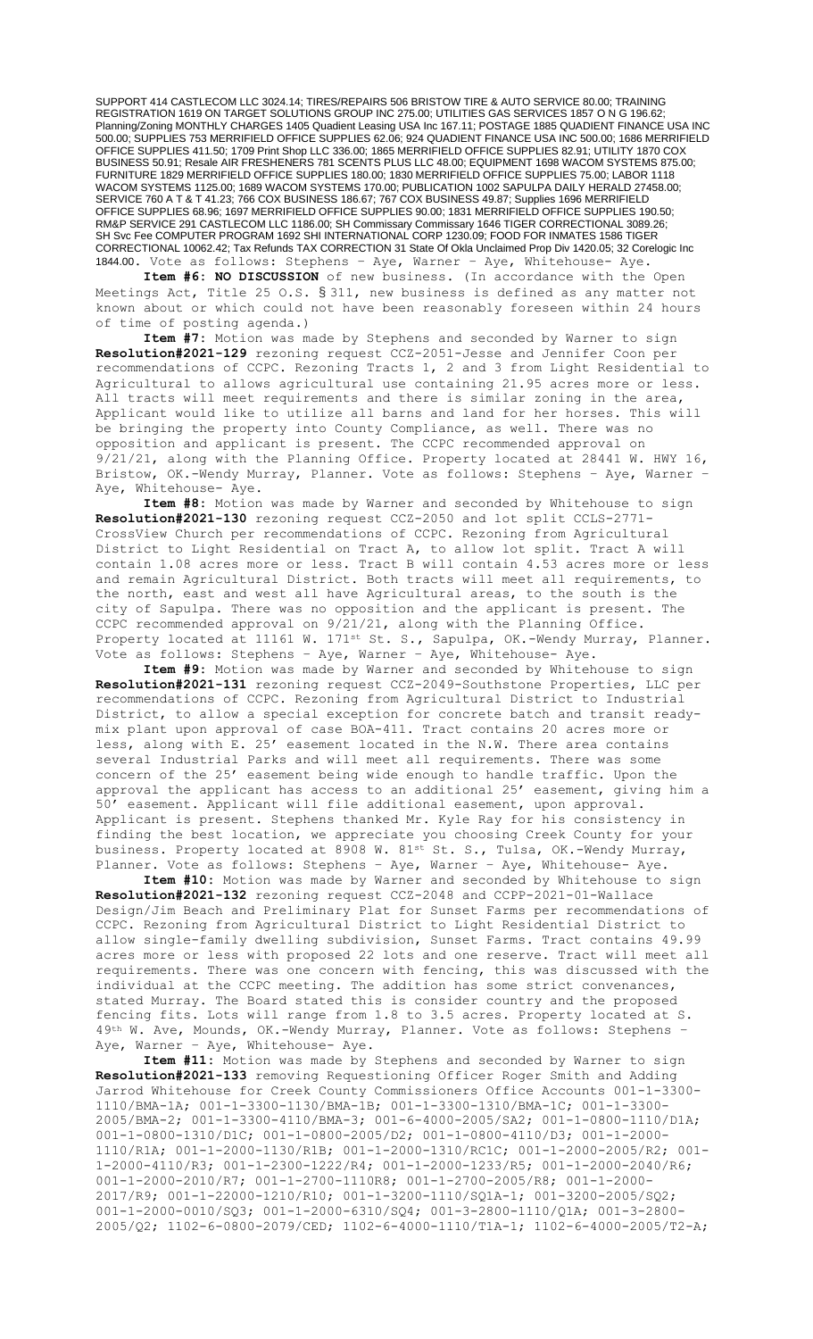SUPPORT 414 CASTLECOM LLC 3024.14; TIRES/REPAIRS 506 BRISTOW TIRE & AUTO SERVICE 80.00; TRAINING REGISTRATION 1619 ON TARGET SOLUTIONS GROUP INC 275.00; UTILITIES GAS SERVICES 1857 O N G 196.62; Planning/Zoning MONTHLY CHARGES 1405 Quadient Leasing USA Inc 167.11; POSTAGE 1885 QUADIENT FINANCE USA INC 500.00; SUPPLIES 753 MERRIFIELD OFFICE SUPPLIES 62.06; 924 QUADIENT FINANCE USA INC 500.00; 1686 MERRIFIELD OFFICE SUPPLIES 411.50; 1709 Print Shop LLC 336.00; 1865 MERRIFIELD OFFICE SUPPLIES 82.91; UTILITY 1870 COX BUSINESS 50.91; Resale AIR FRESHENERS 781 SCENTS PLUS LLC 48.00; EQUIPMENT 1698 WACOM SYSTEMS 875.00; FURNITURE 1829 MERRIFIELD OFFICE SUPPLIES 180.00; 1830 MERRIFIELD OFFICE SUPPLIES 75.00; LABOR 1118 WACOM SYSTEMS 1125.00; 1689 WACOM SYSTEMS 170.00; PUBLICATION 1002 SAPULPA DAILY HERALD 27458.00; SERVICE 760 A T & T 41.23; 766 COX BUSINESS 186.67; 767 COX BUSINESS 49.87; Supplies 1696 MERRIFIELD OFFICE SUPPLIES 68.96; 1697 MERRIFIELD OFFICE SUPPLIES 90.00; 1831 MERRIFIELD OFFICE SUPPLIES 190.50; RM&P SERVICE 291 CASTLECOM LLC 1186.00; SH Commissary Commissary 1646 TIGER CORRECTIONAL 3089.26; SH Svc Fee COMPUTER PROGRAM 1692 SHI INTERNATIONAL CORP 1230.09; FOOD FOR INMATES 1586 TIGER CORRECTIONAL 10062.42; Tax Refunds TAX CORRECTION 31 State Of Okla Unclaimed Prop Div 1420.05; 32 Corelogic Inc 1844.00. Vote as follows: Stephens – Aye, Warner – Aye, Whitehouse- Aye.

**Item #6: NO DISCUSSION** of new business. (In accordance with the Open Meetings Act, Title 25 O.S. § 311, new business is defined as any matter not known about or which could not have been reasonably foreseen within 24 hours of time of posting agenda.)

**Item #7:** Motion was made by Stephens and seconded by Warner to sign **Resolution#2021-129** rezoning request CCZ-2051-Jesse and Jennifer Coon per recommendations of CCPC. Rezoning Tracts 1, 2 and 3 from Light Residential to Agricultural to allows agricultural use containing 21.95 acres more or less. All tracts will meet requirements and there is similar zoning in the area, Applicant would like to utilize all barns and land for her horses. This will be bringing the property into County Compliance, as well. There was no opposition and applicant is present. The CCPC recommended approval on 9/21/21, along with the Planning Office. Property located at 28441 W. HWY 16, Bristow, OK.-Wendy Murray, Planner. Vote as follows: Stephens – Aye, Warner – Aye, Whitehouse- Aye.

**Item #8:** Motion was made by Warner and seconded by Whitehouse to sign **Resolution#2021-130** rezoning request CCZ-2050 and lot split CCLS-2771-CrossView Church per recommendations of CCPC. Rezoning from Agricultural District to Light Residential on Tract A, to allow lot split. Tract A will contain 1.08 acres more or less. Tract B will contain 4.53 acres more or less and remain Agricultural District. Both tracts will meet all requirements, to the north, east and west all have Agricultural areas, to the south is the city of Sapulpa. There was no opposition and the applicant is present. The CCPC recommended approval on 9/21/21, along with the Planning Office. Property located at 11161 W. 171st St. S., Sapulpa, OK.-Wendy Murray, Planner. Vote as follows: Stephens – Aye, Warner – Aye, Whitehouse- Aye.

**Item #9:** Motion was made by Warner and seconded by Whitehouse to sign **Resolution#2021-131** rezoning request CCZ-2049-Southstone Properties, LLC per recommendations of CCPC. Rezoning from Agricultural District to Industrial District, to allow a special exception for concrete batch and transit ready-mix plant upon approval of case BOA-411. Tract contains 20 acres more or less, along with E. 25' easement located in the N.W. There area contains several Industrial Parks and will meet all requirements. There was some concern of the 25' easement being wide enough to handle traffic. Upon the approval the applicant has access to an additional 25' easement, giving him a 50' easement. Applicant will file additional easement, upon approval. Applicant is present. Stephens thanked Mr. Kyle Ray for his consistency in finding the best location, we appreciate you choosing Creek County for your business. Property located at 8908 W. 81st St. S., Tulsa, OK.-Wendy Murray, Planner. Vote as follows: Stephens – Aye, Warner – Aye, Whitehouse- Aye.

**Item #10:** Motion was made by Warner and seconded by Whitehouse to sign **Resolution#2021-132** rezoning request CCZ-2048 and CCPP-2021-01-Wallace Design/Jim Beach and Preliminary Plat for Sunset Farms per recommendations of CCPC. Rezoning from Agricultural District to Light Residential District to allow single-family dwelling subdivision, Sunset Farms. Tract contains 49.99 acres more or less with proposed 22 lots and one reserve. Tract will meet all requirements. There was one concern with fencing, this was discussed with the individual at the CCPC meeting. The addition has some strict convenances, stated Murray. The Board stated this is consider country and the proposed fencing fits. Lots will range from 1.8 to 3.5 acres. Property located at S. 49th W. Ave, Mounds, OK.-Wendy Murray, Planner. Vote as follows: Stephens – Aye, Warner – Aye, Whitehouse- Aye.

**Item #11:** Motion was made by Stephens and seconded by Warner to sign **Resolution#2021-133** removing Requestioning Officer Roger Smith and Adding Jarrod Whitehouse for Creek County Commissioners Office Accounts 001-1-3300-1110/BMA-1A; 001-1-3300-1130/BMA-1B; 001-1-3300-1310/BMA-1C; 001-1-3300-2005/BMA-2; 001-1-3300-4110/BMA-3; 001-6-4000-2005/SA2; 001-1-0800-1110/D1A; 001-1-0800-1310/D1C; 001-1-0800-2005/D2; 001-1-0800-4110/D3; 001-1-2000-1110/R1A; 001-1-2000-1130/R1B; 001-1-2000-1310/RC1C; 001-1-2000-2005/R2; 001-1-2000-4110/R3; 001-1-2300-1222/R4; 001-1-2000-1233/R5; 001-1-2000-2040/R6; 001-1-2000-2010/R7; 001-1-2700-1110R8; 001-1-2700-2005/R8; 001-1-2000-2017/R9; 001-1-22000-1210/R10; 001-1-3200-1110/SQ1A-1; 001-3200-2005/SQ2; 001-1-2000-0010/SQ3; 001-1-2000-6310/SQ4; 001-3-2800-1110/Q1A; 001-3-2800-2005/Q2; 1102-6-0800-2079/CED; 1102-6-4000-1110/T1A-1; 1102-6-4000-2005/T2-A;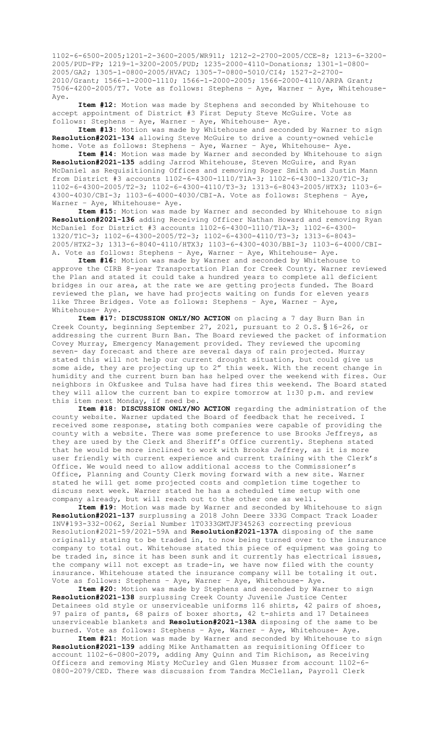1102-6-6500-2005;1201-2-3600-2005/WR911; 1212-2-2700-2005/CCE-8; 1213-6-3200-2005/PUD-FP; 1219-1-3200-2005/PUD; 1235-2000-4110-Donations; 1301-1-0800-2005/GA2; 1305-1-0800-2005/HVAC; 1305-7-0800-5010/CI4; 1527-2-2700-2010/Grant; 1566-1-2000-1110; 1566-1-2000-2005; 1566-2000-4110/ARPA Grant; 7506-4200-2005/T7. Vote as follows: Stephens – Aye, Warner – Aye, Whitehouse- Aye.

**Item #12:** Motion was made by Stephens and seconded by Whitehouse to accept appointment of District #3 First Deputy Steve McGuire. Vote as follows: Stephens – Aye, Warner – Aye, Whitehouse- Aye.

**Item #13:** Motion was made by Whitehouse and seconded by Warner to sign **Resolution#2021-134** allowing Steve McGuire to drive a county-owned vehicle home. Vote as follows: Stephens – Aye, Warner – Aye, Whitehouse- Aye.

**Item #14:** Motion was made by Warner and seconded by Whitehouse to sign **Resolution#2021-135** adding Jarrod Whitehouse, Steven McGuire, and Ryan McDaniel as Requisitioning Offices and removing Roger Smith and Justin Mann from District #3 accounts 1102-6-4300-1110/T1A-3; 1102-6-4300-1320/T1C-3; 1102-6-4300-2005/T2-3; 1102-6-4300-4110/T3-3; 1313-6-8043-2005/HTX3; 1103-6-4300-4030/CBI-3; 1103-6-4000-4030/CBI-A. Vote as follows: Stephens – Aye, Warner – Aye, Whitehouse- Aye.

**Item #15:** Motion was made by Warner and seconded by Whitehouse to sign **Resolution#2021-136** adding Receiving Officer Nathan Howard and removing Ryan McDaniel for District #3 accounts 1102-6-4300-1110/T1A-3; 1102-6-4300-1320/T1C-3; 1102-6-4300-2005/T2-3; 1102-6-4300-4110/T3-3; 1313-6-8043-2005/HTX2-3; 1313-6-8040-4110/HTX3; 1103-6-4300-4030/BBI-3; 1103-6-4000/CBI-A. Vote as follows: Stephens – Aye, Warner – Aye, Whitehouse- Aye.

**Item #16:** Motion was made by Warner and seconded by Whitehouse to approve the CIRB 8-year Transportation Plan for Creek County. Warner reviewed the Plan and stated it could take a hundred years to complete all deficient bridges in our area, at the rate we are getting projects funded. The Board reviewed the plan, we have had projects waiting on funds for eleven years like Three Bridges. Vote as follows: Stephens – Aye, Warner – Aye, Whitehouse- Aye.

**Item #17: DISCUSSION ONLY/NO ACTION** on placing a 7 day Burn Ban in Creek County, beginning September 27, 2021, pursuant to 2 O.S.§16-26, or addressing the current Burn Ban. The Board reviewed the packet of information Covey Murray, Emergency Management provided. They reviewed the upcoming seven- day forecast and there are several days of rain projected. Murray stated this will not help our current drought situation, but could give us some aide, they are projecting up to 2" this week. With the recent change in humidity and the current burn ban has helped over the weekend with fires. Our neighbors in Okfuskee and Tulsa have had fires this weekend. The Board stated they will allow the current ban to expire tomorrow at 1:30 p.m. and review this item next Monday, if need be.

**Item #18: DISCUSSION ONLY/NO ACTION** regarding the administration of the county website. Warner updated the Board of feedback that he received. I received some response, stating both companies were capable of providing the county with a website. There was some preference to use Brooks Jeffreys, as they are used by the Clerk and Sheriff's Office currently. Stephens stated that he would be more inclined to work with Brooks Jeffrey, as it is more user friendly with current experience and current training with the Clerk's Office. We would need to allow additional access to the Commissioner's Office, Planning and County Clerk moving forward with a new site. Warner stated he will get some projected costs and completion time together to discuss next week. Warner stated he has a scheduled time setup with one company already, but will reach out to the other one as well.

**Item #19:** Motion was made by Warner and seconded by Whitehouse to sign **Resolution#2021-137** surplussing a 2018 John Deere 333G Compact Track Loader INV#193-332-0062, Serial Number 1T0333GMTJF345263 correcting previous Resolution#2021-59/2021-59A and **Resolution#2021-137A** disposing of the same originally stating to be traded in, to now being turned over to the insurance company to total out. Whitehouse stated this piece of equipment was going to be traded in, since it has been sunk and it currently has electrical issues, the company will not except as trade-in, we have now filed with the county insurance. Whitehouse stated the insurance company will be totaling it out. Vote as follows: Stephens – Aye, Warner – Aye, Whitehouse- Aye.

**Item #20:** Motion was made by Stephens and seconded by Warner to sign **Resolution#2021-138** surplussing Creek County Juvenile Justice Center Detainees old style or unserviceable uniforms 116 shirts, 42 pairs of shoes, 97 pairs of pants, 68 pairs of boxer shorts, 42 t-shirts and 17 Detainees unserviceable blankets and **Resolution#2021-138A** disposing of the same to be burned. Vote as follows: Stephens – Aye, Warner – Aye, Whitehouse- Aye.

**Item #21:** Motion was made by Warner and seconded by Whitehouse to sign **Resolution#2021-139** adding Mike Anthamatten as requisitioning Officer to account 1102-6-0800-2079, adding Amy Quinn and Tim Richison, as Receiving Officers and removing Misty McCurley and Glen Musser from account 1102-6-0800-2079/CED. There was discussion from Tandra McClellan, Payroll Clerk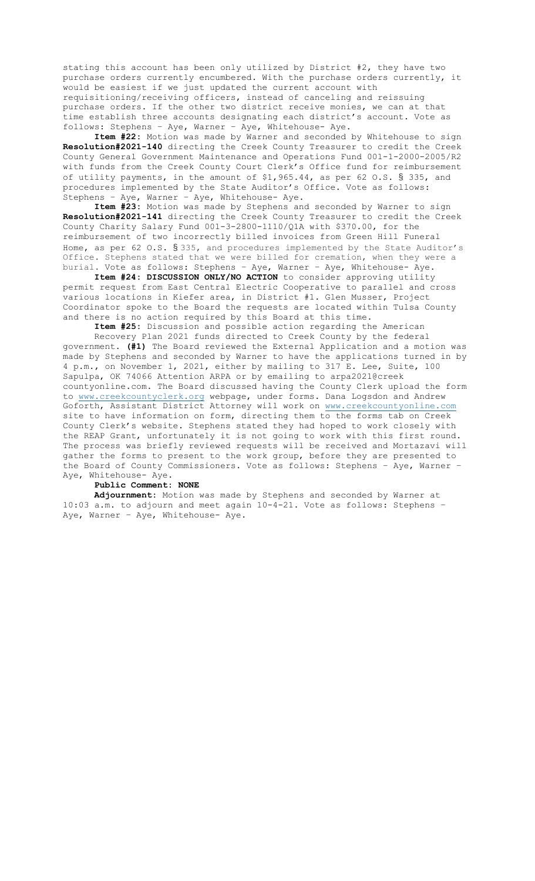stating this account has been only utilized by District #2, they have two purchase orders currently encumbered. With the purchase orders currently, it would be easiest if we just updated the current account with requisitioning/receiving officers, instead of canceling and reissuing purchase orders. If the other two district receive monies, we can at that time establish three accounts designating each district's account. Vote as follows: Stephens – Aye, Warner – Aye, Whitehouse- Aye.

**Item #22:** Motion was made by Warner and seconded by Whitehouse to sign **Resolution#2021-140** directing the Creek County Treasurer to credit the Creek County General Government Maintenance and Operations Fund 001-1-2000-2005/R2 with funds from the Creek County Court Clerk's Office fund for reimbursement of utility payments, in the amount of $1,965.44, as per 62 O.S. § 335, and procedures implemented by the State Auditor's Office. Vote as follows: Stephens – Aye, Warner – Aye, Whitehouse- Aye.

**Item #23:** Motion was made by Stephens and seconded by Warner to sign **Resolution#2021-141** directing the Creek County Treasurer to credit the Creek County Charity Salary Fund 001-3-2800-1110/Q1A with $370.00, for the reimbursement of two incorrectly billed invoices from Green Hill Funeral Home, as per 62 O.S. §335, and procedures implemented by the State Auditor's Office. Stephens stated that we were billed for cremation, when they were a burial. Vote as follows: Stephens – Aye, Warner – Aye, Whitehouse- Aye.

**Item #24: DISCUSSION ONLY/NO ACTION** to consider approving utility permit request from East Central Electric Cooperative to parallel and cross various locations in Kiefer area, in District #1. Glen Musser, Project Coordinator spoke to the Board the requests are located within Tulsa County and there is no action required by this Board at this time.

**Item #25:** Discussion and possible action regarding the American Recovery Plan 2021 funds directed to Creek County by the federal government. **(#1)** The Board reviewed the External Application and a motion was made by Stephens and seconded by Warner to have the applications turned in by 4 p.m., on November 1, 2021, either by mailing to 317 E. Lee, Suite, 100 Sapulpa, OK 74066 Attention ARPA or by emailing to arpa2021@creekcountyonline.com. The Board discussed having the County Clerk upload the form to www.creekcountyclerk.org webpage, under forms. Dana Logsdon and Andrew Goforth, Assistant District Attorney will work on www.creekcountyonline.com site to have information on form, directing them to the forms tab on Creek County Clerk's website. Stephens stated they had hoped to work closely with the REAP Grant, unfortunately it is not going to work with this first round. The process was briefly reviewed requests will be received and Mortazavi will gather the forms to present to the work group, before they are presented to the Board of County Commissioners. Vote as follows: Stephens – Aye, Warner – Aye, Whitehouse- Aye.

**Public Comment: NONE**

**Adjournment:** Motion was made by Stephens and seconded by Warner at 10:03 a.m. to adjourn and meet again 10-4-21. Vote as follows: Stephens – Aye, Warner – Aye, Whitehouse- Aye.